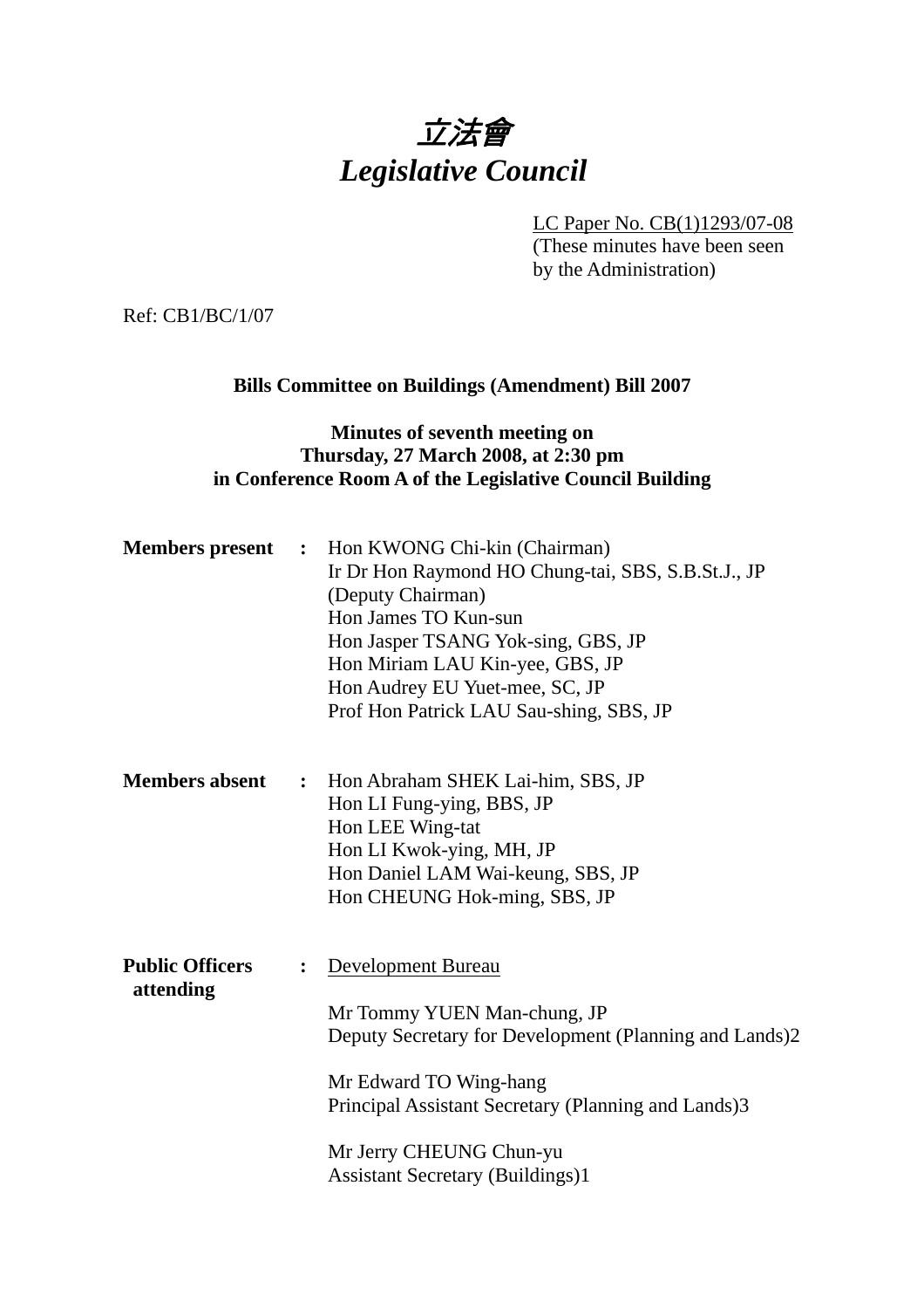# *立法會*
# *Legislative Council*

LC Paper No. CB(1)1293/07-08
(These minutes have been seen by the Administration)

Ref: CB1/BC/1/07

**Bills Committee on Buildings (Amendment) Bill 2007**

**Minutes of seventh meeting on Thursday, 27 March 2008, at 2:30 pm in Conference Room A of the Legislative Council Building**

**Members present** : Hon KWONG Chi-kin (Chairman)
Ir Dr Hon Raymond HO Chung-tai, SBS, S.B.St.J., JP (Deputy Chairman)
Hon James TO Kun-sun
Hon Jasper TSANG Yok-sing, GBS, JP
Hon Miriam LAU Kin-yee, GBS, JP
Hon Audrey EU Yuet-mee, SC, JP
Prof Hon Patrick LAU Sau-shing, SBS, JP

**Members absent** : Hon Abraham SHEK Lai-him, SBS, JP
Hon LI Fung-ying, BBS, JP
Hon LEE Wing-tat
Hon LI Kwok-ying, MH, JP
Hon Daniel LAM Wai-keung, SBS, JP
Hon CHEUNG Hok-ming, SBS, JP

**Public Officers attending** : Development Bureau

Mr Tommy YUEN Man-chung, JP
Deputy Secretary for Development (Planning and Lands)2

Mr Edward TO Wing-hang
Principal Assistant Secretary (Planning and Lands)3

Mr Jerry CHEUNG Chun-yu
Assistant Secretary (Buildings)1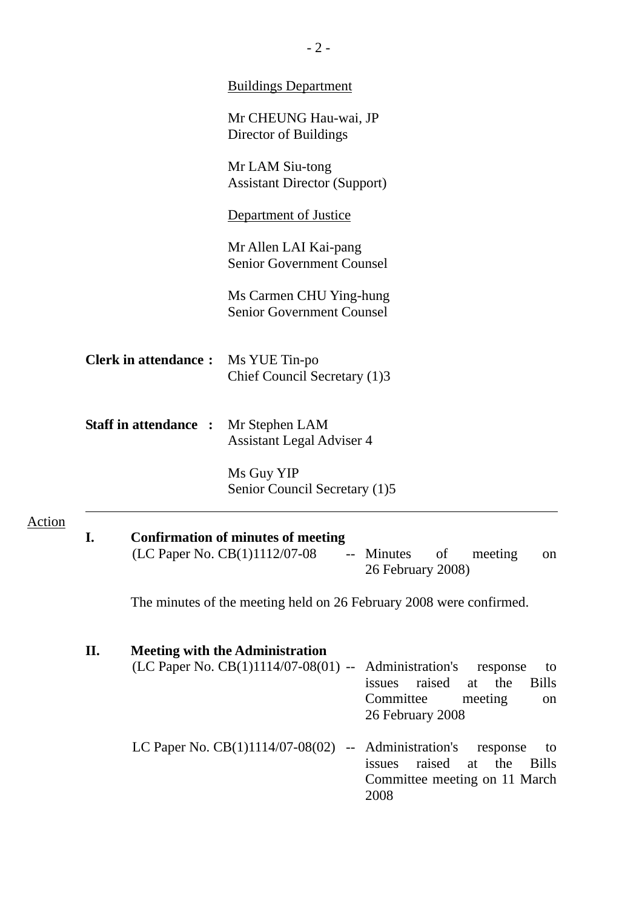<u>Buildings Department</u>

Mr CHEUNG Hau-wai, JP
Director of Buildings

Mr LAM Siu-tong
Assistant Director (Support)

<u>Department of Justice</u>

Mr Allen LAI Kai-pang
Senior Government Counsel

Ms Carmen CHU Ying-hung
Senior Government Counsel

**Clerk in attendance :** Ms YUE Tin-po
Chief Council Secretary (1)3

**Staff in attendance :** Mr Stephen LAM
Assistant Legal Adviser 4

Ms Guy YIP
Senior Council Secretary (1)5

---

Action

**I. Confirmation of minutes of meeting**

(LC Paper No. CB(1)1112/07-08 -- Minutes of meeting on 26 February 2008)

The minutes of the meeting held on 26 February 2008 were confirmed.

**II. Meeting with the Administration**

(LC Paper No. CB(1)1114/07-08(01) -- Administration's response to issues raised at the Bills Committee meeting on 26 February 2008

LC Paper No. CB(1)1114/07-08(02) -- Administration's response to issues raised at the Bills Committee meeting on 11 March 2008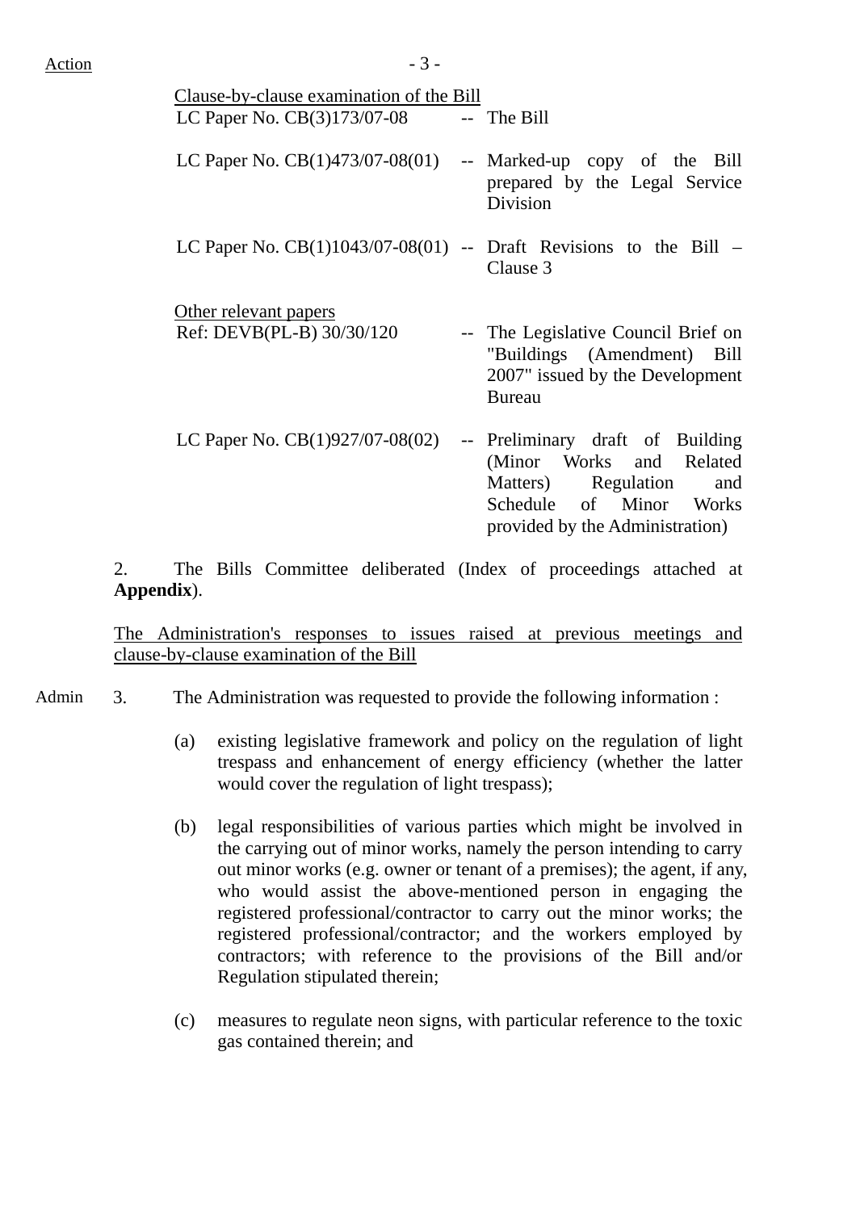Action

Clause-by-clause examination of the Bill

| | | |
|---|---|---|
| LC Paper No. CB(3)173/07-08 | -- | The Bill |
| LC Paper No. CB(1)473/07-08(01) | -- | Marked-up copy of the Bill prepared by the Legal Service Division |
| LC Paper No. CB(1)1043/07-08(01) | -- | Draft Revisions to the Bill – Clause 3 |

Other relevant papers

| | | |
|---|---|---|
| Ref: DEVB(PL-B) 30/30/120 | -- | The Legislative Council Brief on "Buildings (Amendment) Bill 2007" issued by the Development Bureau |
| LC Paper No. CB(1)927/07-08(02) | -- | Preliminary draft of Building (Minor Works and Related Matters) Regulation and Schedule of Minor Works provided by the Administration) |

2. The Bills Committee deliberated (Index of proceedings attached at **Appendix**).

The Administration's responses to issues raised at previous meetings and clause-by-clause examination of the Bill

Admin

3. The Administration was requested to provide the following information :

(a) existing legislative framework and policy on the regulation of light trespass and enhancement of energy efficiency (whether the latter would cover the regulation of light trespass);

(b) legal responsibilities of various parties which might be involved in the carrying out of minor works, namely the person intending to carry out minor works (e.g. owner or tenant of a premises); the agent, if any, who would assist the above-mentioned person in engaging the registered professional/contractor to carry out the minor works; the registered professional/contractor; and the workers employed by contractors; with reference to the provisions of the Bill and/or Regulation stipulated therein;

(c) measures to regulate neon signs, with particular reference to the toxic gas contained therein; and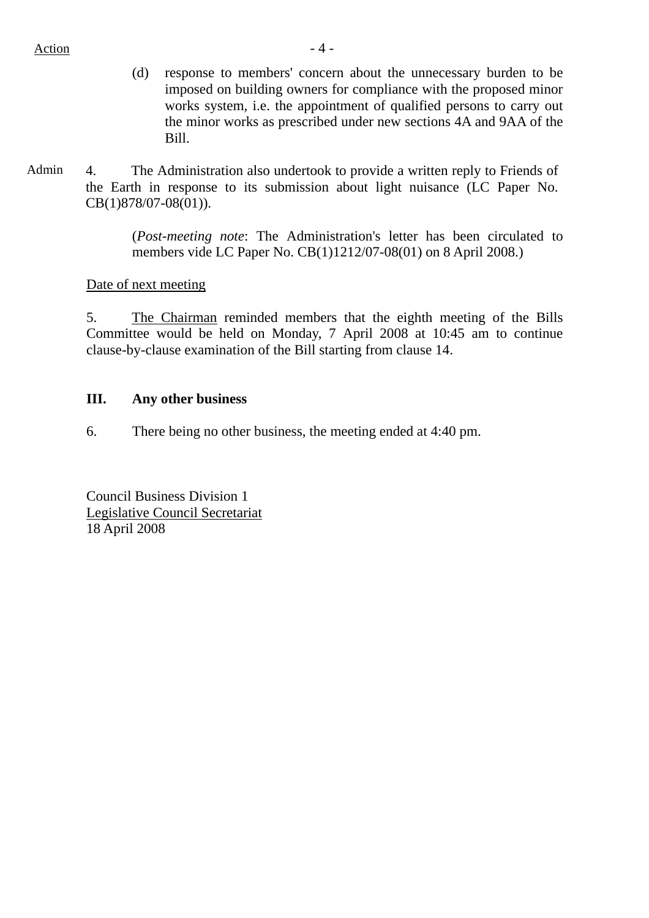Action

(d) response to members' concern about the unnecessary burden to be imposed on building owners for compliance with the proposed minor works system, i.e. the appointment of qualified persons to carry out the minor works as prescribed under new sections 4A and 9AA of the Bill.

Admin 4. The Administration also undertook to provide a written reply to Friends of the Earth in response to its submission about light nuisance (LC Paper No. CB(1)878/07-08(01)).

(*Post-meeting note*: The Administration's letter has been circulated to members vide LC Paper No. CB(1)1212/07-08(01) on 8 April 2008.)

Date of next meeting

5. The Chairman reminded members that the eighth meeting of the Bills Committee would be held on Monday, 7 April 2008 at 10:45 am to continue clause-by-clause examination of the Bill starting from clause 14.

## III. Any other business

6. There being no other business, the meeting ended at 4:40 pm.

Council Business Division 1
Legislative Council Secretariat
18 April 2008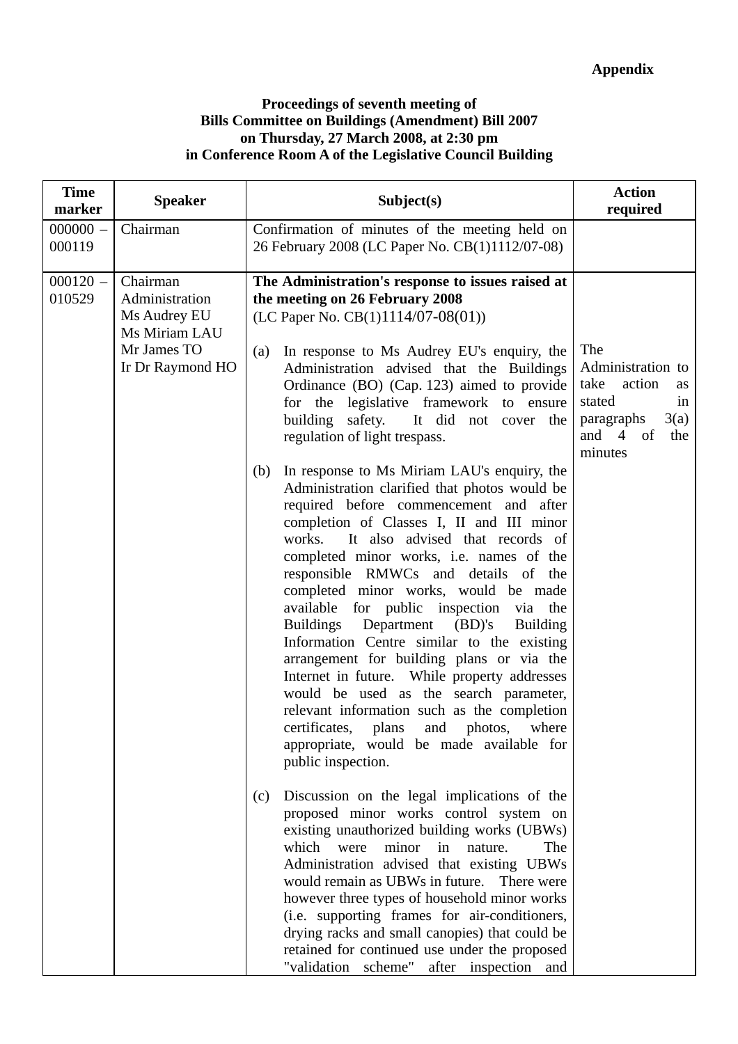**Appendix**

**Proceedings of seventh meeting of**
**Bills Committee on Buildings (Amendment) Bill 2007**
**on Thursday, 27 March 2008, at 2:30 pm**
**in Conference Room A of the Legislative Council Building**

| Time marker | Speaker | Subject(s) | Action required |
|---|---|---|---|
| 000000 – 000119 | Chairman | Confirmation of minutes of the meeting held on 26 February 2008 (LC Paper No. CB(1)1112/07-08) | |
| 000120 – 010529 | Chairman<br>Administration<br>Ms Audrey EU<br>Ms Miriam LAU<br>Mr James TO<br>Ir Dr Raymond HO | **The Administration's response to issues raised at the meeting on 26 February 2008**<br>(LC Paper No. CB(1)1114/07-08(01))<br><br>(a) In response to Ms Audrey EU's enquiry, the Administration advised that the Buildings Ordinance (BO) (Cap. 123) aimed to provide for the legislative framework to ensure building safety. It did not cover the regulation of light trespass.<br><br>(b) In response to Ms Miriam LAU's enquiry, the Administration clarified that photos would be required before commencement and after completion of Classes I, II and III minor works. It also advised that records of completed minor works, i.e. names of the responsible RMWCs and details of the completed minor works, would be made available for public inspection via the Buildings Department (BD)'s Building Information Centre similar to the existing arrangement for building plans or via the Internet in future. While property addresses would be used as the search parameter, relevant information such as the completion certificates, plans and photos, where appropriate, would be made available for public inspection.<br><br>(c) Discussion on the legal implications of the proposed minor works control system on existing unauthorized building works (UBWs) which were minor in nature. The Administration advised that existing UBWs would remain as UBWs in future. There were however three types of household minor works (i.e. supporting frames for air-conditioners, drying racks and small canopies) that could be retained for continued use under the proposed "validation scheme" after inspection and | The Administration to take action as stated in paragraphs 3(a) and 4 of the minutes |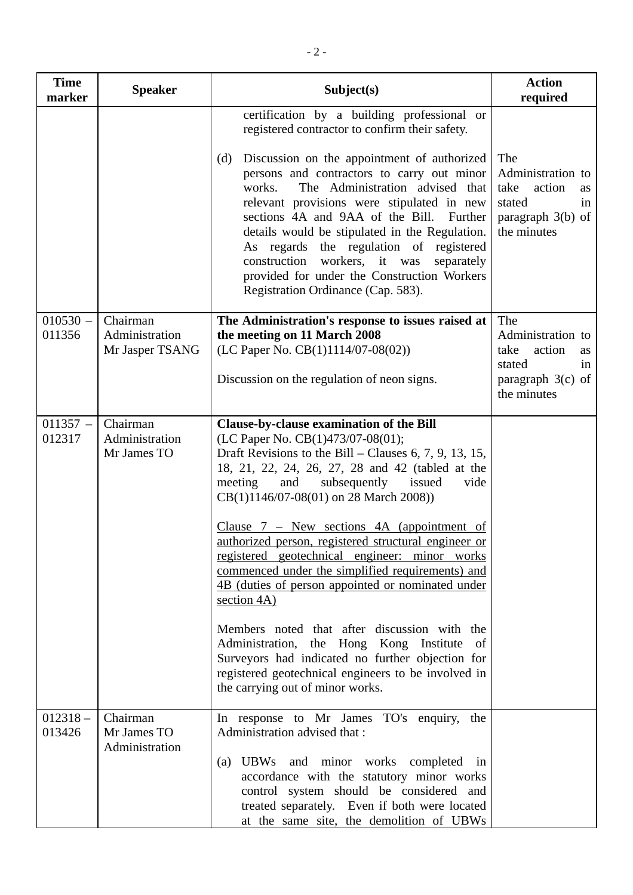| Time marker | Speaker | Subject(s) | Action required |
|---|---|---|---|
| | | certification by a building professional or registered contractor to confirm their safety.<br><br>(d) Discussion on the appointment of authorized persons and contractors to carry out minor works. The Administration advised that relevant provisions were stipulated in new sections 4A and 9AA of the Bill. Further details would be stipulated in the Regulation. As regards the regulation of registered construction workers, it was separately provided for under the Construction Workers Registration Ordinance (Cap. 583). | The Administration to take action as stated in paragraph 3(b) of the minutes |
| 010530 – 011356 | Chairman<br>Administration<br>Mr Jasper TSANG | **The Administration's response to issues raised at the meeting on 11 March 2008**<br>(LC Paper No. CB(1)1114/07-08(02))<br><br>Discussion on the regulation of neon signs. | The Administration to take action as stated in paragraph 3(c) of the minutes |
| 011357 – 012317 | Chairman<br>Administration<br>Mr James TO | **Clause-by-clause examination of the Bill**<br>(LC Paper No. CB(1)473/07-08(01);<br>Draft Revisions to the Bill – Clauses 6, 7, 9, 13, 15, 18, 21, 22, 24, 26, 27, 28 and 42 (tabled at the meeting and subsequently issued vide CB(1)1146/07-08(01) on 28 March 2008))<br><br><u>Clause 7 – New sections 4A (appointment of authorized person, registered structural engineer or registered geotechnical engineer: minor works commenced under the simplified requirements) and 4B (duties of person appointed or nominated under section 4A)</u><br><br>Members noted that after discussion with the Administration, the Hong Kong Institute of Surveyors had indicated no further objection for registered geotechnical engineers to be involved in the carrying out of minor works. | |
| 012318 – 013426 | Chairman<br>Mr James TO<br>Administration | In response to Mr James TO's enquiry, the Administration advised that :<br><br>(a) UBWs and minor works completed in accordance with the statutory minor works control system should be considered and treated separately. Even if both were located at the same site, the demolition of UBWs | |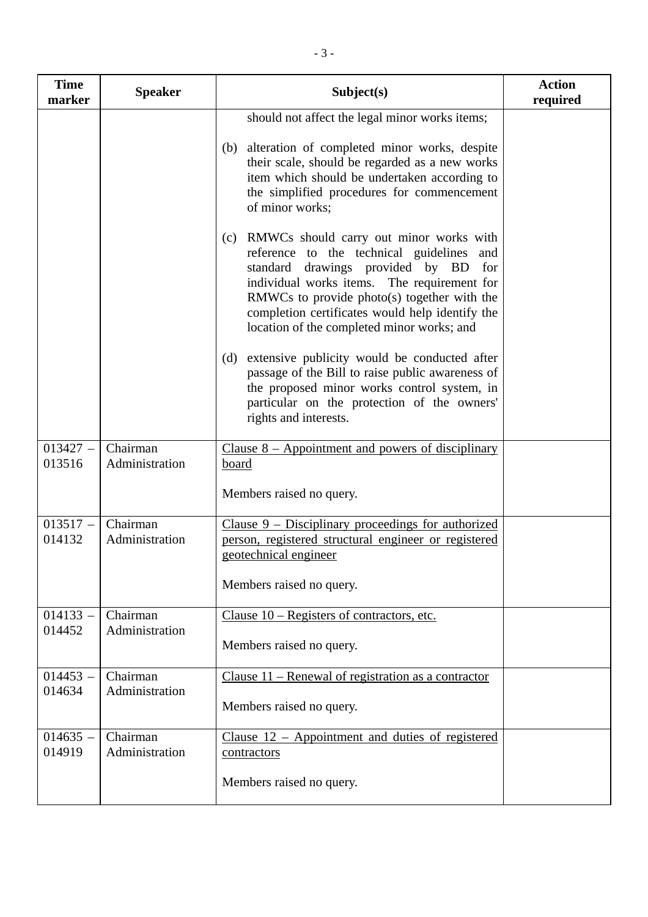| Time marker | Speaker | Subject(s) | Action required |
|---|---|---|---|
| | | should not affect the legal minor works items;<br><br>(b) alteration of completed minor works, despite their scale, should be regarded as a new works item which should be undertaken according to the simplified procedures for commencement of minor works;<br><br>(c) RMWCs should carry out minor works with reference to the technical guidelines and standard drawings provided by BD for individual works items. The requirement for RMWCs to provide photo(s) together with the completion certificates would help identify the location of the completed minor works; and<br><br>(d) extensive publicity would be conducted after passage of the Bill to raise public awareness of the proposed minor works control system, in particular on the protection of the owners' rights and interests. | |
| 013427 – 013516 | Chairman<br>Administration | <u>Clause 8 – Appointment and powers of disciplinary board</u><br><br>Members raised no query. | |
| 013517 – 014132 | Chairman<br>Administration | <u>Clause 9 – Disciplinary proceedings for authorized person, registered structural engineer or registered geotechnical engineer</u><br><br>Members raised no query. | |
| 014133 – 014452 | Chairman<br>Administration | <u>Clause 10 – Registers of contractors, etc.</u><br><br>Members raised no query. | |
| 014453 – 014634 | Chairman<br>Administration | <u>Clause 11 – Renewal of registration as a contractor</u><br><br>Members raised no query. | |
| 014635 – 014919 | Chairman<br>Administration | <u>Clause 12 – Appointment and duties of registered contractors</u><br><br>Members raised no query. | |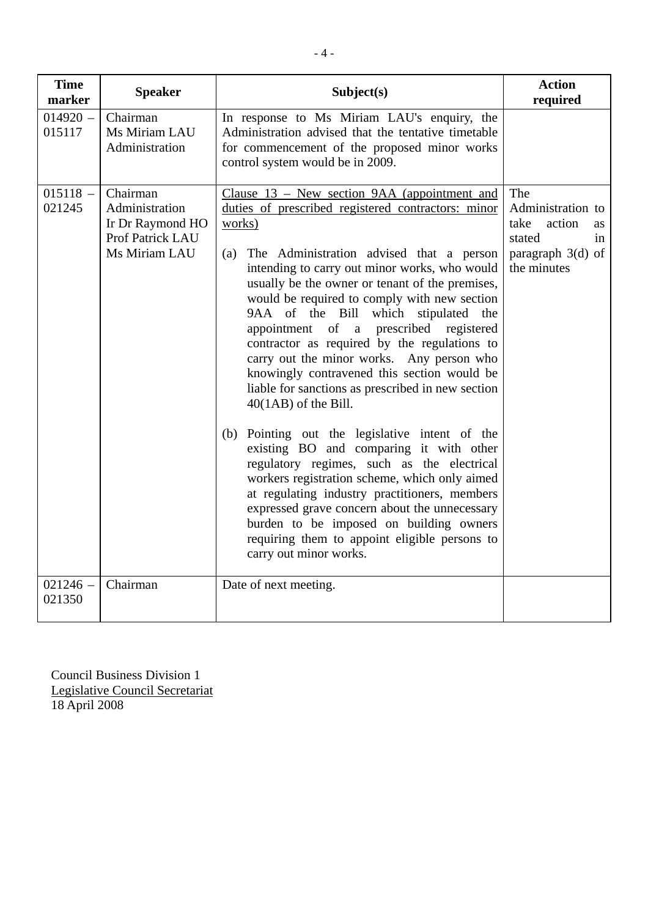| Time marker | Speaker | Subject(s) | Action required |
|---|---|---|---|
| 014920 – 015117 | Chairman<br>Ms Miriam LAU<br>Administration | In response to Ms Miriam LAU's enquiry, the Administration advised that the tentative timetable for commencement of the proposed minor works control system would be in 2009. | |
| 015118 – 021245 | Chairman<br>Administration<br>Ir Dr Raymond HO<br>Prof Patrick LAU<br>Ms Miriam LAU | <u>Clause 13 – New section 9AA (appointment and duties of prescribed registered contractors: minor works)</u><br><br>(a) The Administration advised that a person intending to carry out minor works, who would usually be the owner or tenant of the premises, would be required to comply with new section 9AA of the Bill which stipulated the appointment of a prescribed registered contractor as required by the regulations to carry out the minor works. Any person who knowingly contravened this section would be liable for sanctions as prescribed in new section 40(1AB) of the Bill.<br><br>(b) Pointing out the legislative intent of the existing BO and comparing it with other regulatory regimes, such as the electrical workers registration scheme, which only aimed at regulating industry practitioners, members expressed grave concern about the unnecessary burden to be imposed on building owners requiring them to appoint eligible persons to carry out minor works. | The Administration to take action as stated in paragraph 3(d) of the minutes |
| 021246 – 021350 | Chairman | Date of next meeting. | |

Council Business Division 1
<u>Legislative Council Secretariat</u>
18 April 2008